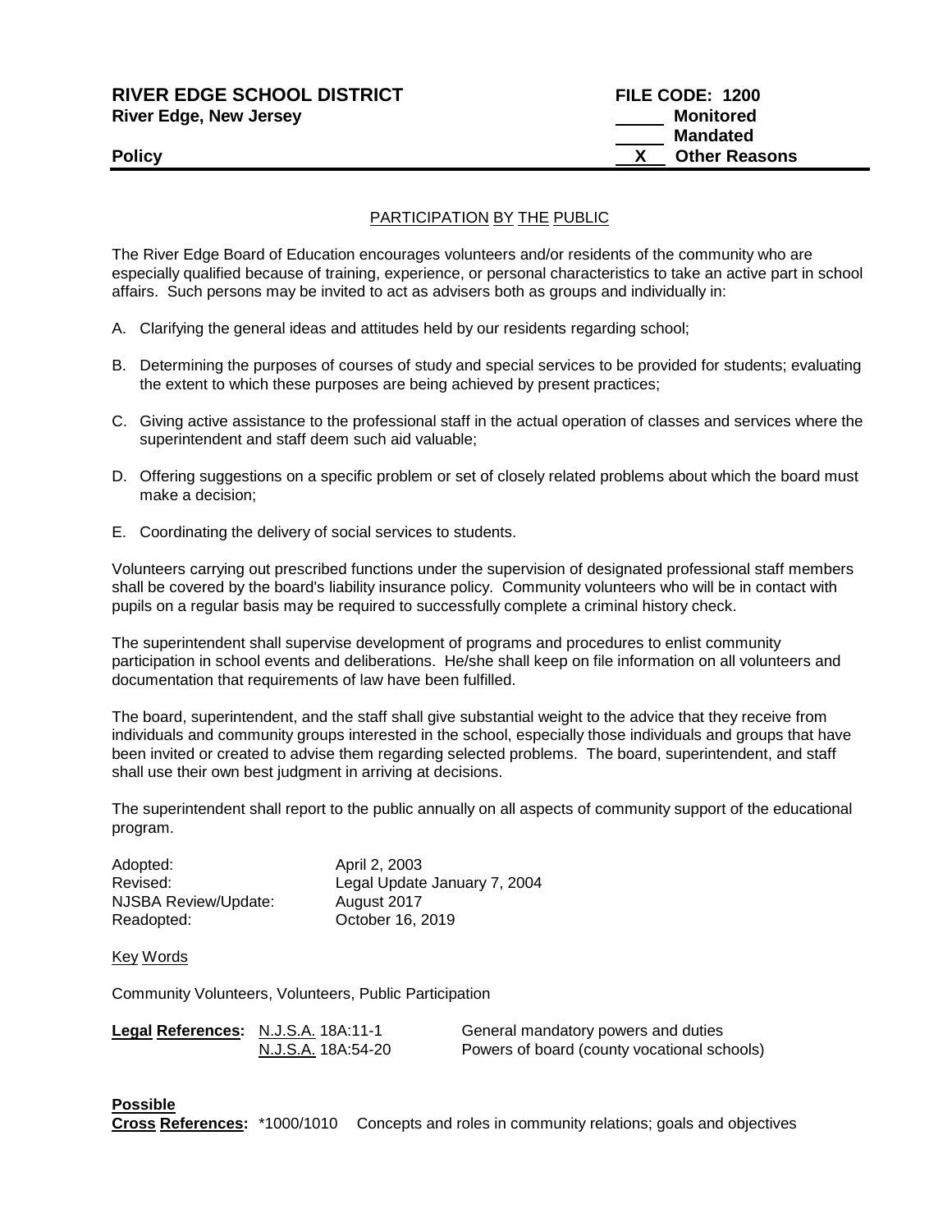**RIVER EDGE SCHOOL DISTRICT** **FILE CODE: 1200**
**River Edge, New Jersey** \_\_\_\_\_ **Monitored**
\_\_\_\_\_ **Mandated**
**Policy** \_\_X\_\_ **Other Reasons**

## PARTICIPATION BY THE PUBLIC

The River Edge Board of Education encourages volunteers and/or residents of the community who are especially qualified because of training, experience, or personal characteristics to take an active part in school affairs. Such persons may be invited to act as advisers both as groups and individually in:

A. Clarifying the general ideas and attitudes held by our residents regarding school;

B. Determining the purposes of courses of study and special services to be provided for students; evaluating the extent to which these purposes are being achieved by present practices;

C. Giving active assistance to the professional staff in the actual operation of classes and services where the superintendent and staff deem such aid valuable;

D. Offering suggestions on a specific problem or set of closely related problems about which the board must make a decision;

E. Coordinating the delivery of social services to students.

Volunteers carrying out prescribed functions under the supervision of designated professional staff members shall be covered by the board's liability insurance policy. Community volunteers who will be in contact with pupils on a regular basis may be required to successfully complete a criminal history check.

The superintendent shall supervise development of programs and procedures to enlist community participation in school events and deliberations. He/she shall keep on file information on all volunteers and documentation that requirements of law have been fulfilled.

The board, superintendent, and the staff shall give substantial weight to the advice that they receive from individuals and community groups interested in the school, especially those individuals and groups that have been invited or created to advise them regarding selected problems. The board, superintendent, and staff shall use their own best judgment in arriving at decisions.

The superintendent shall report to the public annually on all aspects of community support of the educational program.

| | |
|---|---|
| Adopted: | April 2, 2003 |
| Revised: | Legal Update January 7, 2004 |
| NJSBA Review/Update: | August 2017 |
| Readopted: | October 16, 2019 |

Key Words

Community Volunteers, Volunteers, Public Participation

| | | |
|---|---|---|
| **Legal References:** | N.J.S.A. 18A:11-1 | General mandatory powers and duties |
| | N.J.S.A. 18A:54-20 | Powers of board (county vocational schools) |

**Possible**
**Cross References:** *1000/1010 Concepts and roles in community relations; goals and objectives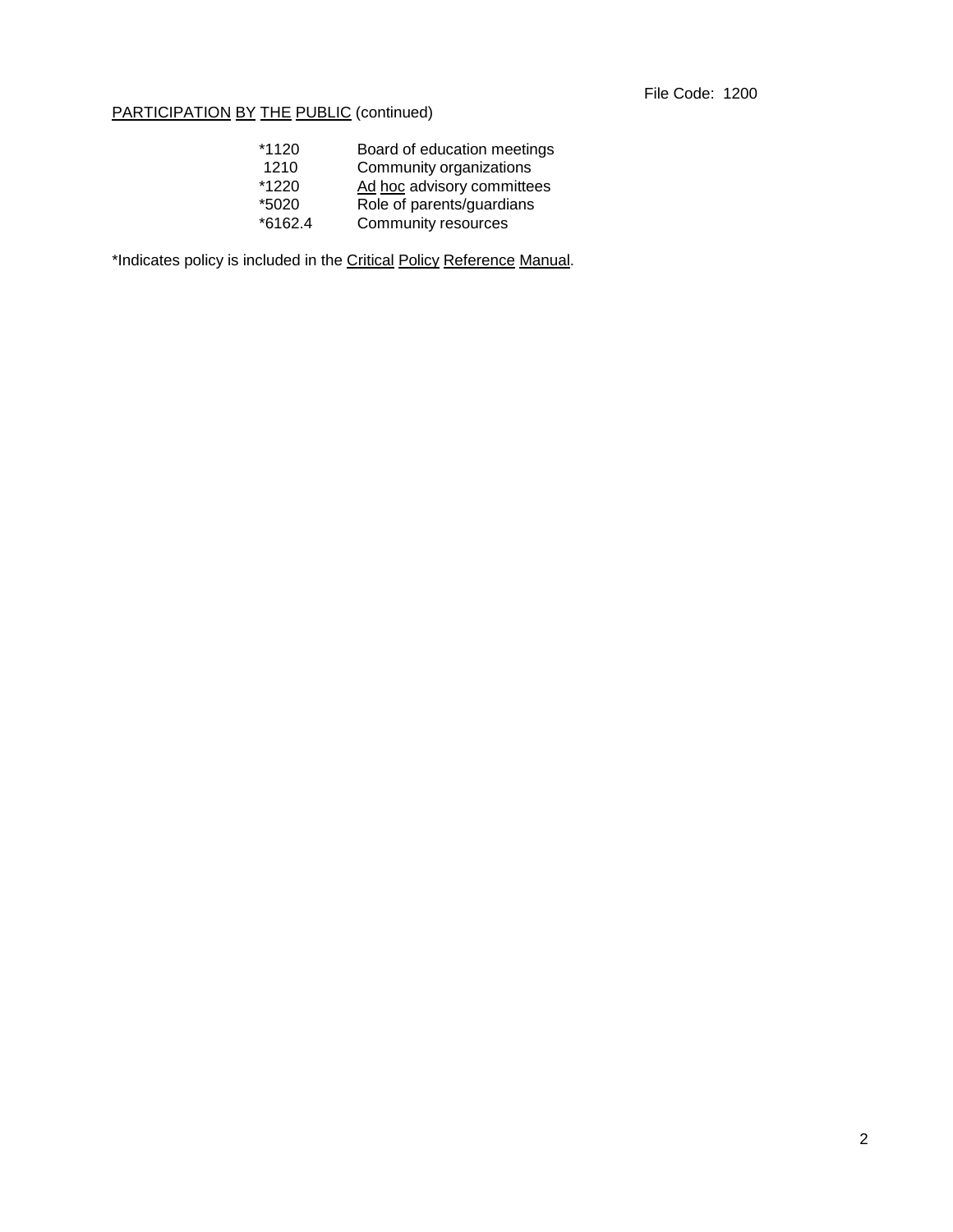File Code: 1200

PARTICIPATION BY THE PUBLIC (continued)

| | |
|---|---|
| *1120 | Board of education meetings |
| 1210 | Community organizations |
| *1220 | Ad hoc advisory committees |
| *5020 | Role of parents/guardians |
| *6162.4 | Community resources |

*Indicates policy is included in the Critical Policy Reference Manual.